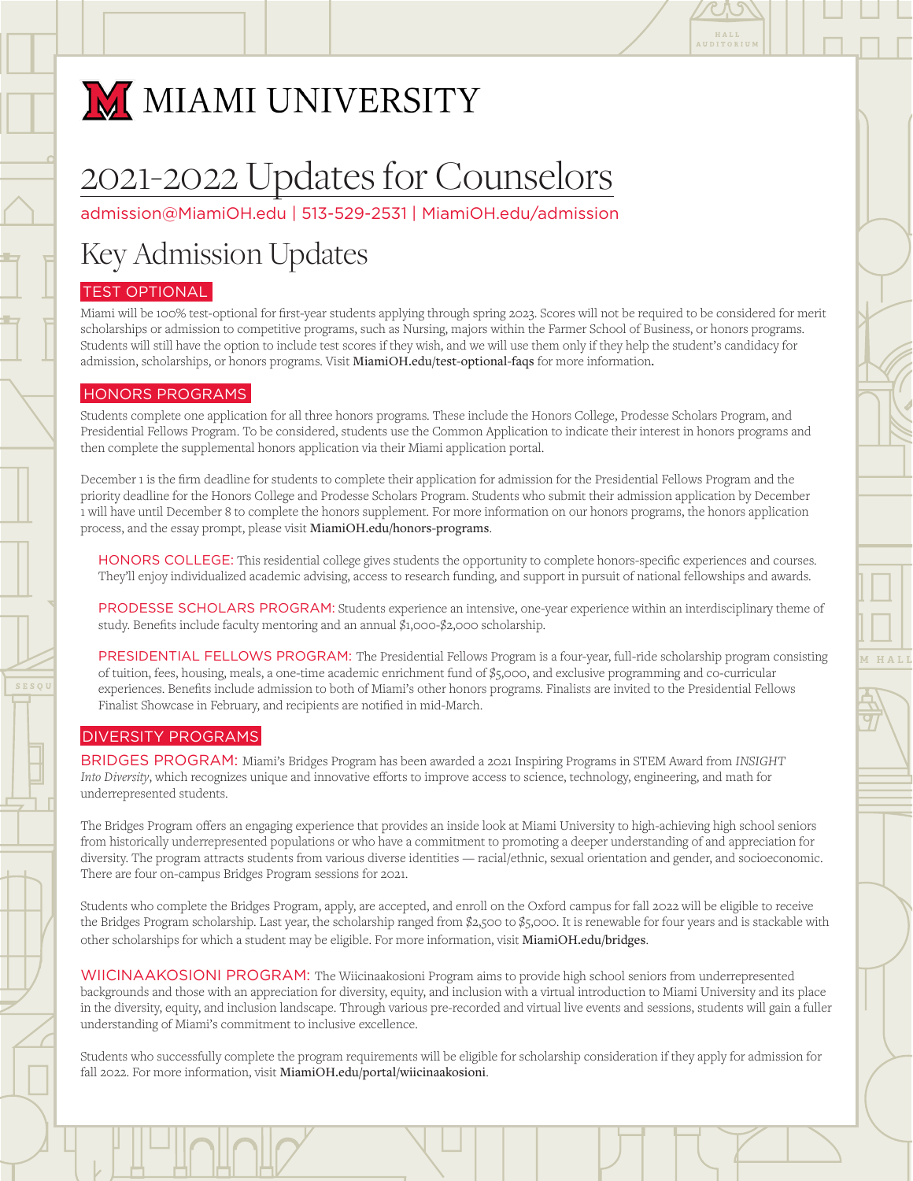# MIAMI UNIVERSITY

# 2021-2022 Updates for Counselors

admission@MiamiOH.edu | 513-529-2531 | MiamiOH.edu/admission

## Key Admission Updates

### TEST OPTIONAL

Miami will be 100% test-optional for first-year students applying through spring 2023. Scores will not be required to be considered for merit scholarships or admission to competitive programs, such as Nursing, majors within the Farmer School of Business, or honors programs. Students will still have the option to include test scores if they wish, and we will use them only if they help the student's candidacy for admission, scholarships, or honors programs. Visit **MiamiOH.edu/test-optional-faqs** for more information.

### HONORS PROGRAMS

Students complete one application for all three honors programs. These include the Honors College, Prodesse Scholars Program, and Presidential Fellows Program. To be considered, students use the Common Application to indicate their interest in honors programs and then complete the supplemental honors application via their Miami application portal.

December 1 is the firm deadline for students to complete their application for admission for the Presidential Fellows Program and the priority deadline for the Honors College and Prodesse Scholars Program. Students who submit their admission application by December 1 will have until December 8 to complete the honors supplement. For more information on our honors programs, the honors application process, and the essay prompt, please visit **MiamiOH.edu/honors-programs**.

HONORS COLLEGE: This residential college gives students the opportunity to complete honors-specific experiences and courses. They'll enjoy individualized academic advising, access to research funding, and support in pursuit of national fellowships and awards.

PRODESSE SCHOLARS PROGRAM: Students experience an intensive, one-year experience within an interdisciplinary theme of study. Benefits include faculty mentoring and an annual $1,000-$2,000 scholarship.

PRESIDENTIAL FELLOWS PROGRAM: The Presidential Fellows Program is a four-year, full-ride scholarship program consisting of tuition, fees, housing, meals, a one-time academic enrichment fund of $5,000, and exclusive programming and co-curricular experiences. Benefits include admission to both of Miami's other honors programs. Finalists are invited to the Presidential Fellows Finalist Showcase in February, and recipients are notified in mid-March.

### DIVERSITY PROGRAMS

BRIDGES PROGRAM: Miami's Bridges Program has been awarded a 2021 Inspiring Programs in STEM Award from *INSIGHT Into Diversity*, which recognizes unique and innovative efforts to improve access to science, technology, engineering, and math for underrepresented students.

The Bridges Program offers an engaging experience that provides an inside look at Miami University to high-achieving high school seniors from historically underrepresented populations or who have a commitment to promoting a deeper understanding of and appreciation for diversity. The program attracts students from various diverse identities — racial/ethnic, sexual orientation and gender, and socioeconomic. There are four on-campus Bridges Program sessions for 2021.

Students who complete the Bridges Program, apply, are accepted, and enroll on the Oxford campus for fall 2022 will be eligible to receive the Bridges Program scholarship. Last year, the scholarship ranged from $2,500 to $5,000. It is renewable for four years and is stackable with other scholarships for which a student may be eligible. For more information, visit **MiamiOH.edu/bridges**.

WIICINAAKOSIONI PROGRAM: The Wiicinaakosioni Program aims to provide high school seniors from underrepresented backgrounds and those with an appreciation for diversity, equity, and inclusion with a virtual introduction to Miami University and its place in the diversity, equity, and inclusion landscape. Through various pre-recorded and virtual live events and sessions, students will gain a fuller understanding of Miami's commitment to inclusive excellence.

Students who successfully complete the program requirements will be eligible for scholarship consideration if they apply for admission for fall 2022. For more information, visit **MiamiOH.edu/portal/wiicinaakosioni**.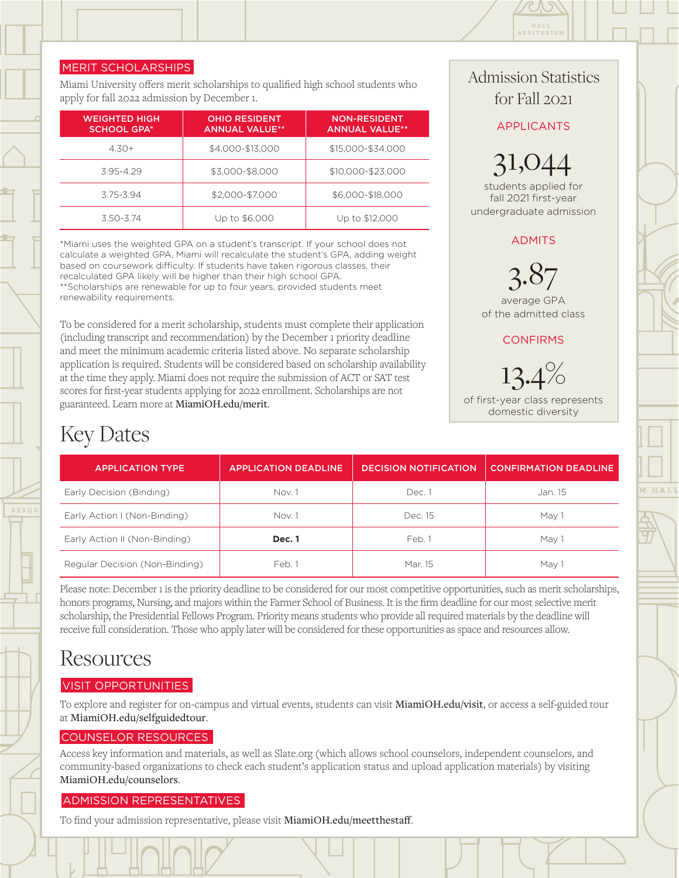## MERIT SCHOLARSHIPS

Miami University offers merit scholarships to qualified high school students who apply for fall 2022 admission by December 1.

| WEIGHTED HIGH SCHOOL GPA* | OHIO RESIDENT ANNUAL VALUE** | NON-RESIDENT ANNUAL VALUE** |
|---|---|---|
| 4.30+ | $4,000-$13,000 | $15,000-$34,000 |
| 3.95-4.29 | $3,000-$8,000 | $10,000-$23,000 |
| 3.75-3.94 | $2,000-$7,000 | $6,000-$18,000 |
| 3.50-3.74 | Up to $6,000 | Up to $12,000 |

*Miami uses the weighted GPA on a student's transcript. If your school does not calculate a weighted GPA, Miami will recalculate the student's GPA, adding weight based on coursework difficulty. If students have taken rigorous classes, their recalculated GPA likely will be higher than their high school GPA.
**Scholarships are renewable for up to four years, provided students meet renewability requirements.

To be considered for a merit scholarship, students must complete their application (including transcript and recommendation) by the December 1 priority deadline and meet the minimum academic criteria listed above. No separate scholarship application is required. Students will be considered based on scholarship availability at the time they apply. Miami does not require the submission of ACT or SAT test scores for first-year students applying for 2022 enrollment. Scholarships are not guaranteed. Learn more at MiamiOH.edu/merit.

## Admission Statistics for Fall 2021

**APPLICANTS**

31,044

students applied for fall 2021 first-year undergraduate admission

**ADMITS**

3.87

average GPA of the admitted class

**CONFIRMS**

13.4%

of first-year class represents domestic diversity

# Key Dates

| APPLICATION TYPE | APPLICATION DEADLINE | DECISION NOTIFICATION | CONFIRMATION DEADLINE |
|---|---|---|---|
| Early Decision (Binding) | Nov. 1 | Dec. 1 | Jan. 15 |
| Early Action I (Non-Binding) | Nov. 1 | Dec. 15 | May 1 |
| Early Action II (Non-Binding) | **Dec. 1** | Feb. 1 | May 1 |
| Regular Decision (Non-Binding) | Feb. 1 | Mar. 15 | May 1 |

Please note: December 1 is the priority deadline to be considered for our most competitive opportunities, such as merit scholarships, honors programs, Nursing, and majors within the Farmer School of Business. It is the firm deadline for our most selective merit scholarship, the Presidential Fellows Program. Priority means students who provide all required materials by the deadline will receive full consideration. Those who apply later will be considered for these opportunities as space and resources allow.

# Resources

## VISIT OPPORTUNITIES

To explore and register for on-campus and virtual events, students can visit MiamiOH.edu/visit, or access a self-guided tour at MiamiOH.edu/selfguidedtour.

## COUNSELOR RESOURCES

Access key information and materials, as well as Slate.org (which allows school counselors, independent counselors, and community-based organizations to check each student's application status and upload application materials) by visiting MiamiOH.edu/counselors.

## ADMISSION REPRESENTATIVES

To find your admission representative, please visit MiamiOH.edu/meetthestaff.